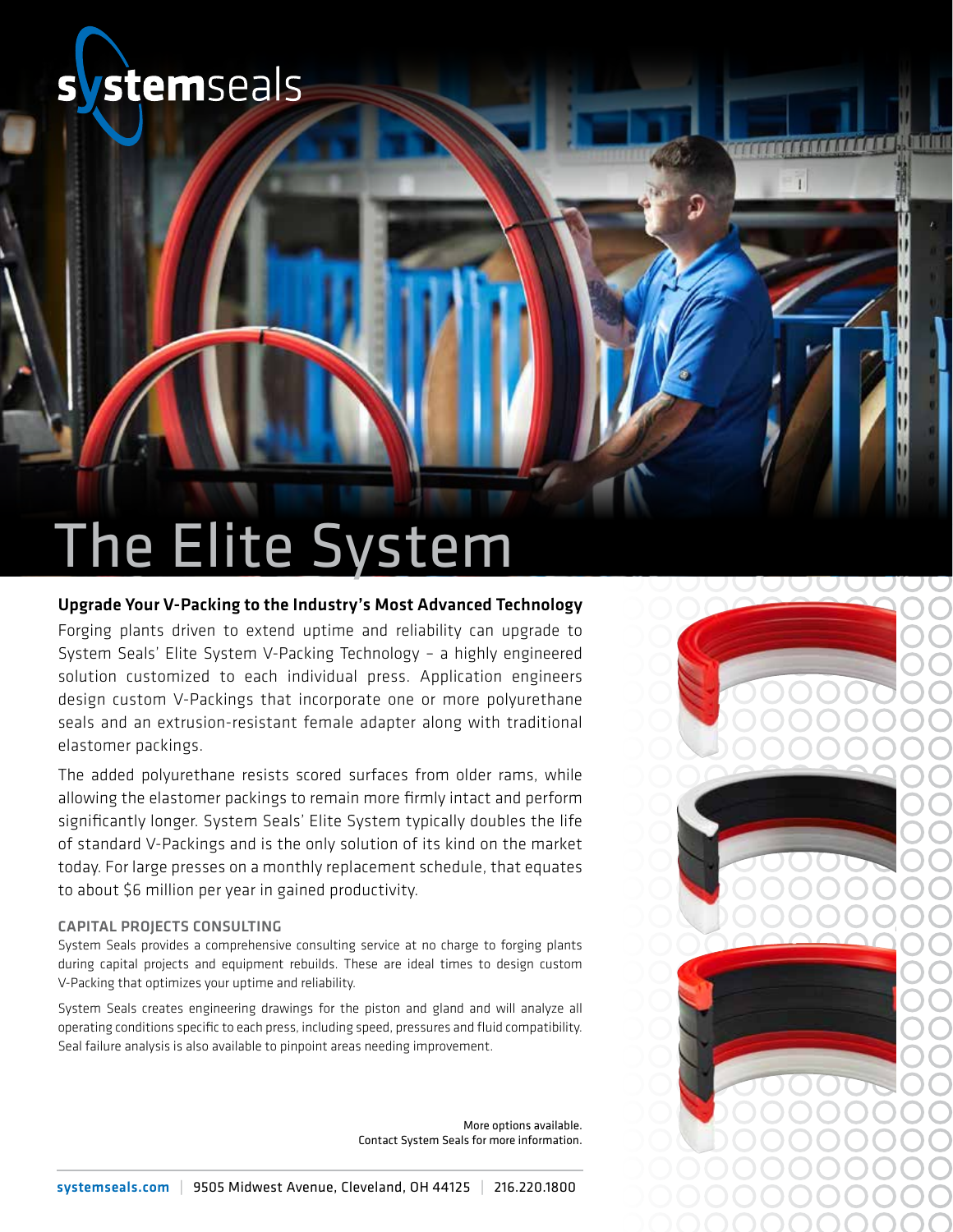systemseals

# The Elite System

### Upgrade Your V-Packing to the Industry's Most Advanced Technology

Forging plants driven to extend uptime and reliability can upgrade to System Seals' Elite System V-Packing Technology – a highly engineered solution customized to each individual press. Application engineers design custom V-Packings that incorporate one or more polyurethane seals and an extrusion-resistant female adapter along with traditional elastomer packings.

The added polyurethane resists scored surfaces from older rams, while allowing the elastomer packings to remain more firmly intact and perform significantly longer. System Seals' Elite System typically doubles the life of standard V-Packings and is the only solution of its kind on the market today. For large presses on a monthly replacement schedule, that equates to about $6 million per year in gained productivity.

#### CAPITAL PROJECTS CONSULTING

System Seals provides a comprehensive consulting service at no charge to forging plants during capital projects and equipment rebuilds. These are ideal times to design custom V-Packing that optimizes your uptime and reliability.

System Seals creates engineering drawings for the piston and gland and will analyze all operating conditions specific to each press, including speed, pressures and fluid compatibility. Seal failure analysis is also available to pinpoint areas needing improvement.

More options available.
Contact System Seals for more information.

systemseals.com | 9505 Midwest Avenue, Cleveland, OH 44125 | 216.220.1800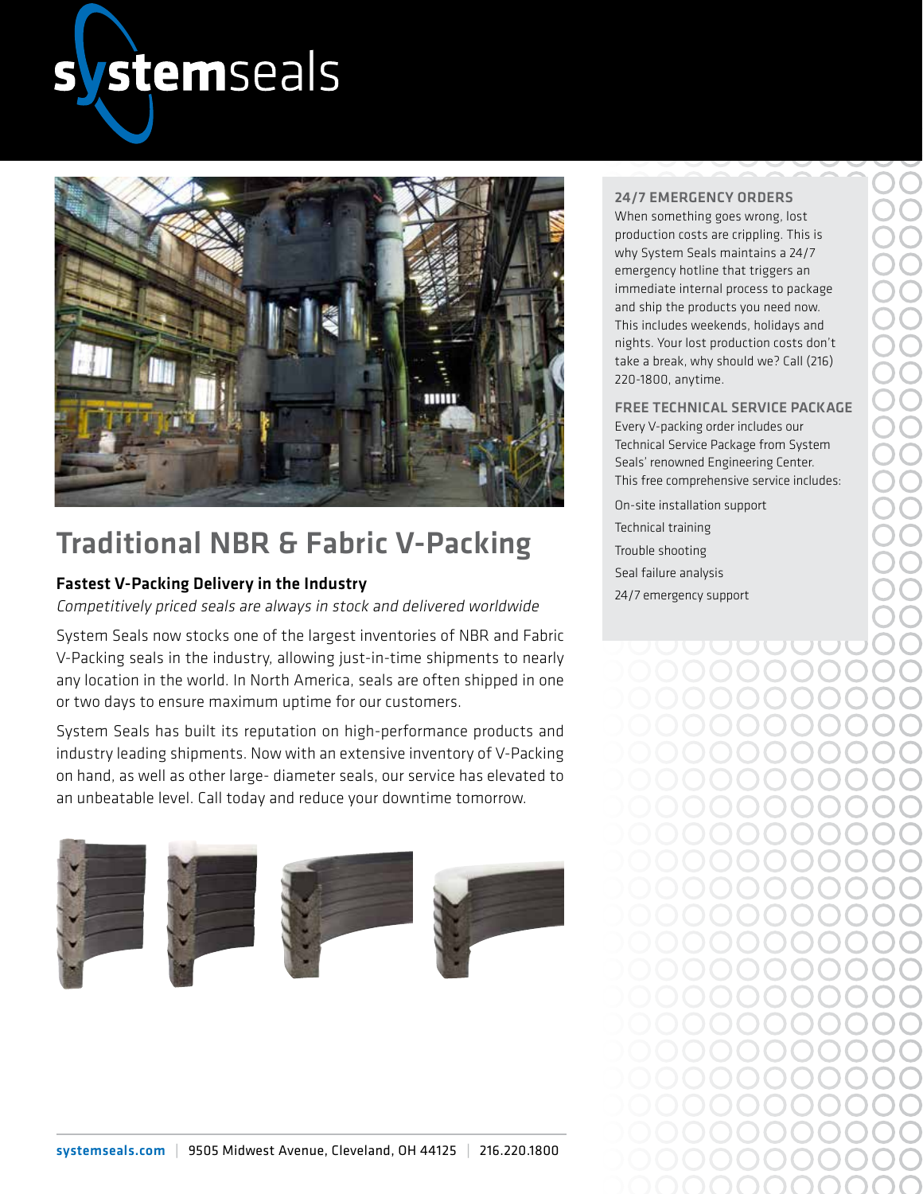# Traditional NBR & Fabric V-Packing

### Fastest V-Packing Delivery in the Industry

*Competitively priced seals are always in stock and delivered worldwide*

System Seals now stocks one of the largest inventories of NBR and Fabric V-Packing seals in the industry, allowing just-in-time shipments to nearly any location in the world. In North America, seals are often shipped in one or two days to ensure maximum uptime for our customers.

System Seals has built its reputation on high-performance products and industry leading shipments. Now with an extensive inventory of V-Packing on hand, as well as other large- diameter seals, our service has elevated to an unbeatable level. Call today and reduce your downtime tomorrow.

### 24/7 EMERGENCY ORDERS

When something goes wrong, lost production costs are crippling. This is why System Seals maintains a 24/7 emergency hotline that triggers an immediate internal process to package and ship the products you need now. This includes weekends, holidays and nights. Your lost production costs don't take a break, why should we? Call (216) 220-1800, anytime.

### FREE TECHNICAL SERVICE PACKAGE

Every V-packing order includes our Technical Service Package from System Seals' renowned Engineering Center. This free comprehensive service includes:

- On-site installation support
- Technical training
- Trouble shooting
- Seal failure analysis
- 24/7 emergency support

systemseals.com | 9505 Midwest Avenue, Cleveland, OH 44125 | 216.220.1800